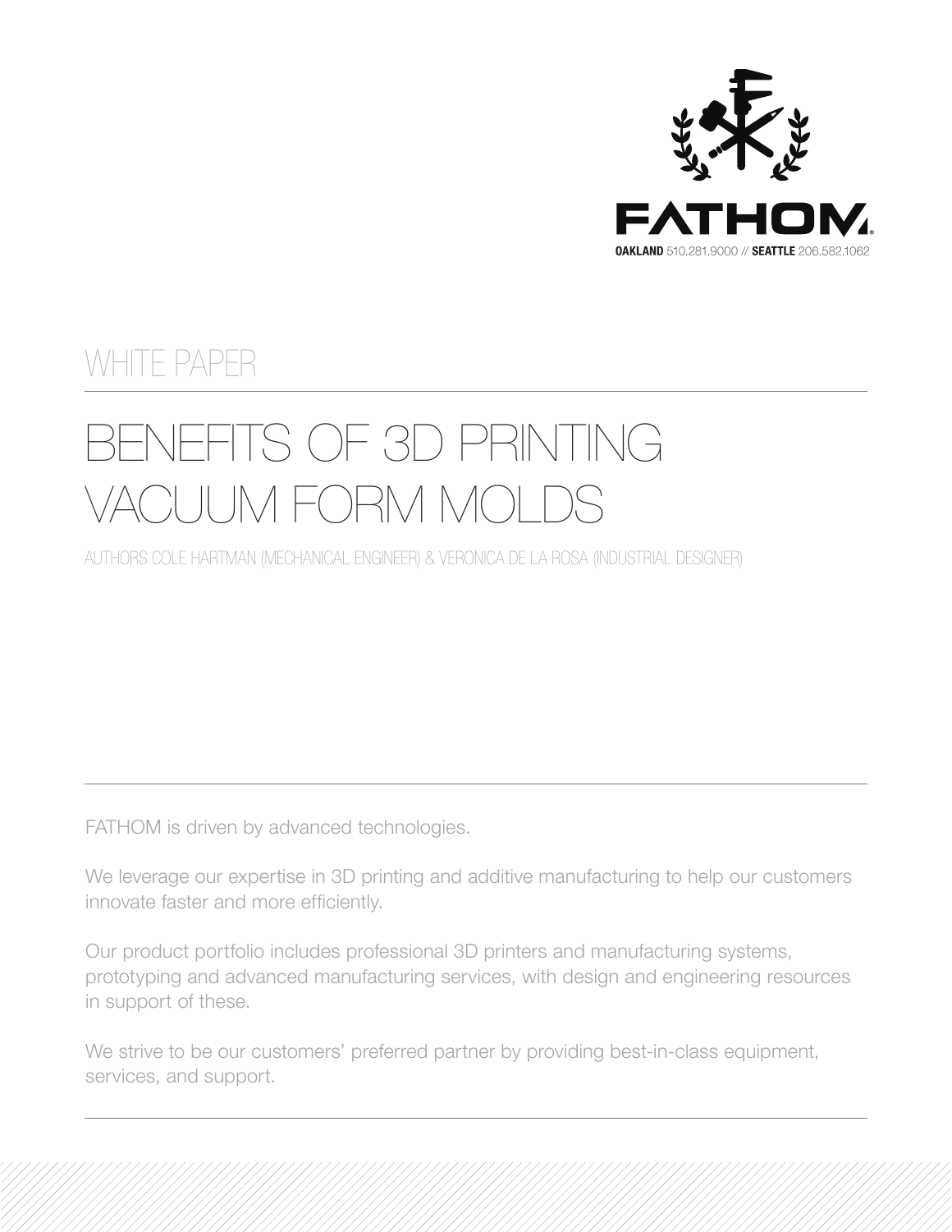FATHOM

**OAKLAND** 510.281.9000 // **SEATTLE** 206.582.1062

WHITE PAPER

# BENEFITS OF 3D PRINTING VACUUM FORM MOLDS

AUTHORS COLE HARTMAN (MECHANICAL ENGINEER) & VERONICA DE LA ROSA (INDUSTRIAL DESIGNER)

---

FATHOM is driven by advanced technologies.

We leverage our expertise in 3D printing and additive manufacturing to help our customers innovate faster and more efficiently.

Our product portfolio includes professional 3D printers and manufacturing systems, prototyping and advanced manufacturing services, with design and engineering resources in support of these.

We strive to be our customers' preferred partner by providing best-in-class equipment, services, and support.

---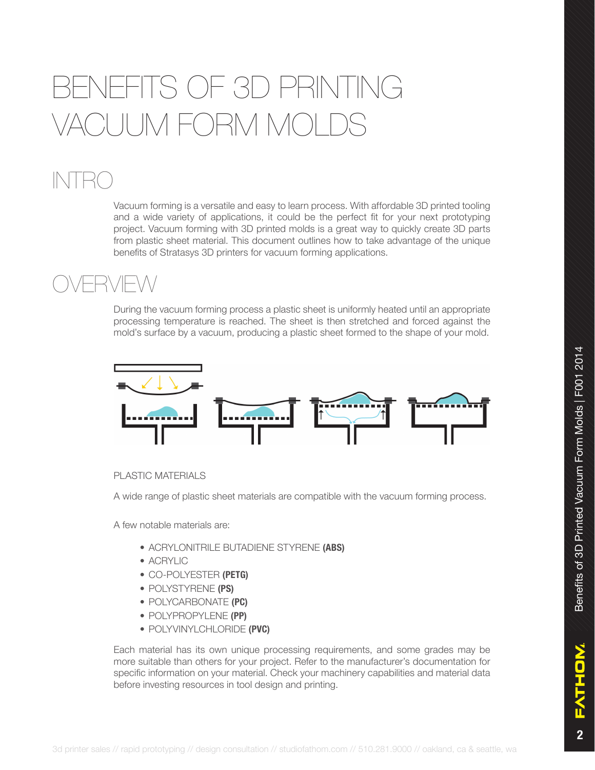# BENEFITS OF 3D PRINTING VACUUM FORM MOLDS

## INTRO

Vacuum forming is a versatile and easy to learn process. With affordable 3D printed tooling and a wide variety of applications, it could be the perfect fit for your next prototyping project. Vacuum forming with 3D printed molds is a great way to quickly create 3D parts from plastic sheet material. This document outlines how to take advantage of the unique benefits of Stratasys 3D printers for vacuum forming applications.

## OVERVIEW

During the vacuum forming process a plastic sheet is uniformly heated until an appropriate processing temperature is reached. The sheet is then stretched and forced against the mold's surface by a vacuum, producing a plastic sheet formed to the shape of your mold.

### PLASTIC MATERIALS

A wide range of plastic sheet materials are compatible with the vacuum forming process.

A few notable materials are:

- ACRYLONITRILE BUTADIENE STYRENE **(ABS)**
- ACRYLIC
- CO-POLYESTER **(PETG)**
- POLYSTYRENE **(PS)**
- POLYCARBONATE **(PC)**
- POLYPROPYLENE **(PP)**
- POLYVINYLCHLORIDE **(PVC)**

Each material has its own unique processing requirements, and some grades may be more suitable than others for your project. Refer to the manufacturer's documentation for specific information on your material. Check your machinery capabilities and material data before investing resources in tool design and printing.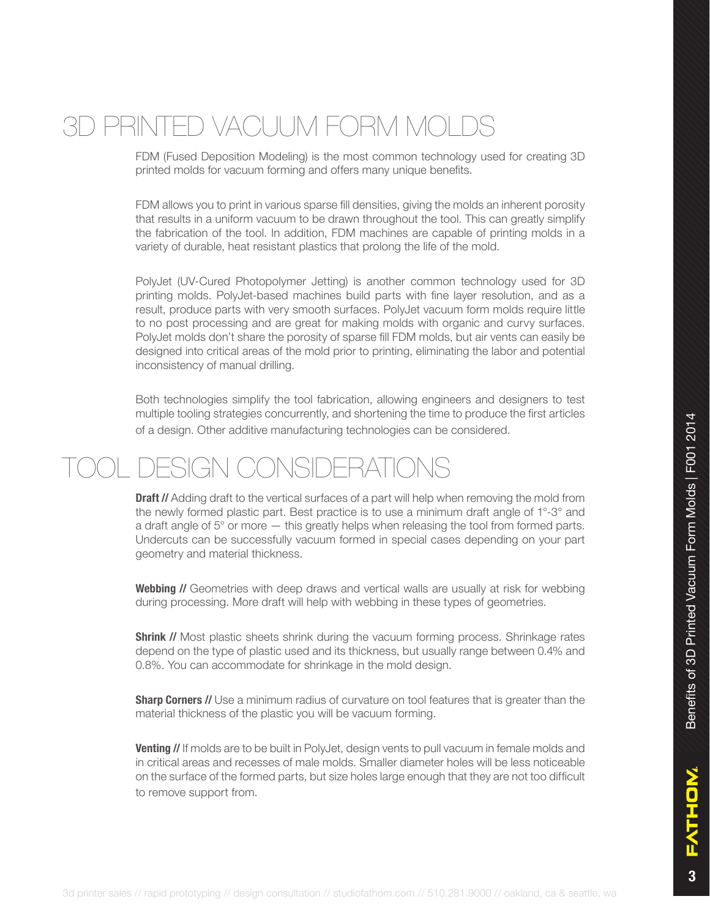# 3D PRINTED VACUUM FORM MOLDS

FDM (Fused Deposition Modeling) is the most common technology used for creating 3D printed molds for vacuum forming and offers many unique benefits.

FDM allows you to print in various sparse fill densities, giving the molds an inherent porosity that results in a uniform vacuum to be drawn throughout the tool. This can greatly simplify the fabrication of the tool. In addition, FDM machines are capable of printing molds in a variety of durable, heat resistant plastics that prolong the life of the mold.

PolyJet (UV-Cured Photopolymer Jetting) is another common technology used for 3D printing molds. PolyJet-based machines build parts with fine layer resolution, and as a result, produce parts with very smooth surfaces. PolyJet vacuum form molds require little to no post processing and are great for making molds with organic and curvy surfaces. PolyJet molds don't share the porosity of sparse fill FDM molds, but air vents can easily be designed into critical areas of the mold prior to printing, eliminating the labor and potential inconsistency of manual drilling.

Both technologies simplify the tool fabrication, allowing engineers and designers to test multiple tooling strategies concurrently, and shortening the time to produce the first articles of a design. Other additive manufacturing technologies can be considered.

# TOOL DESIGN CONSIDERATIONS

**Draft //** Adding draft to the vertical surfaces of a part will help when removing the mold from the newly formed plastic part. Best practice is to use a minimum draft angle of 1°-3° and a draft angle of 5° or more — this greatly helps when releasing the tool from formed parts. Undercuts can be successfully vacuum formed in special cases depending on your part geometry and material thickness.

**Webbing //** Geometries with deep draws and vertical walls are usually at risk for webbing during processing. More draft will help with webbing in these types of geometries.

**Shrink //** Most plastic sheets shrink during the vacuum forming process. Shrinkage rates depend on the type of plastic used and its thickness, but usually range between 0.4% and 0.8%. You can accommodate for shrinkage in the mold design.

**Sharp Corners //** Use a minimum radius of curvature on tool features that is greater than the material thickness of the plastic you will be vacuum forming.

**Venting //** If molds are to be built in PolyJet, design vents to pull vacuum in female molds and in critical areas and recesses of male molds. Smaller diameter holes will be less noticeable on the surface of the formed parts, but size holes large enough that they are not too difficult to remove support from.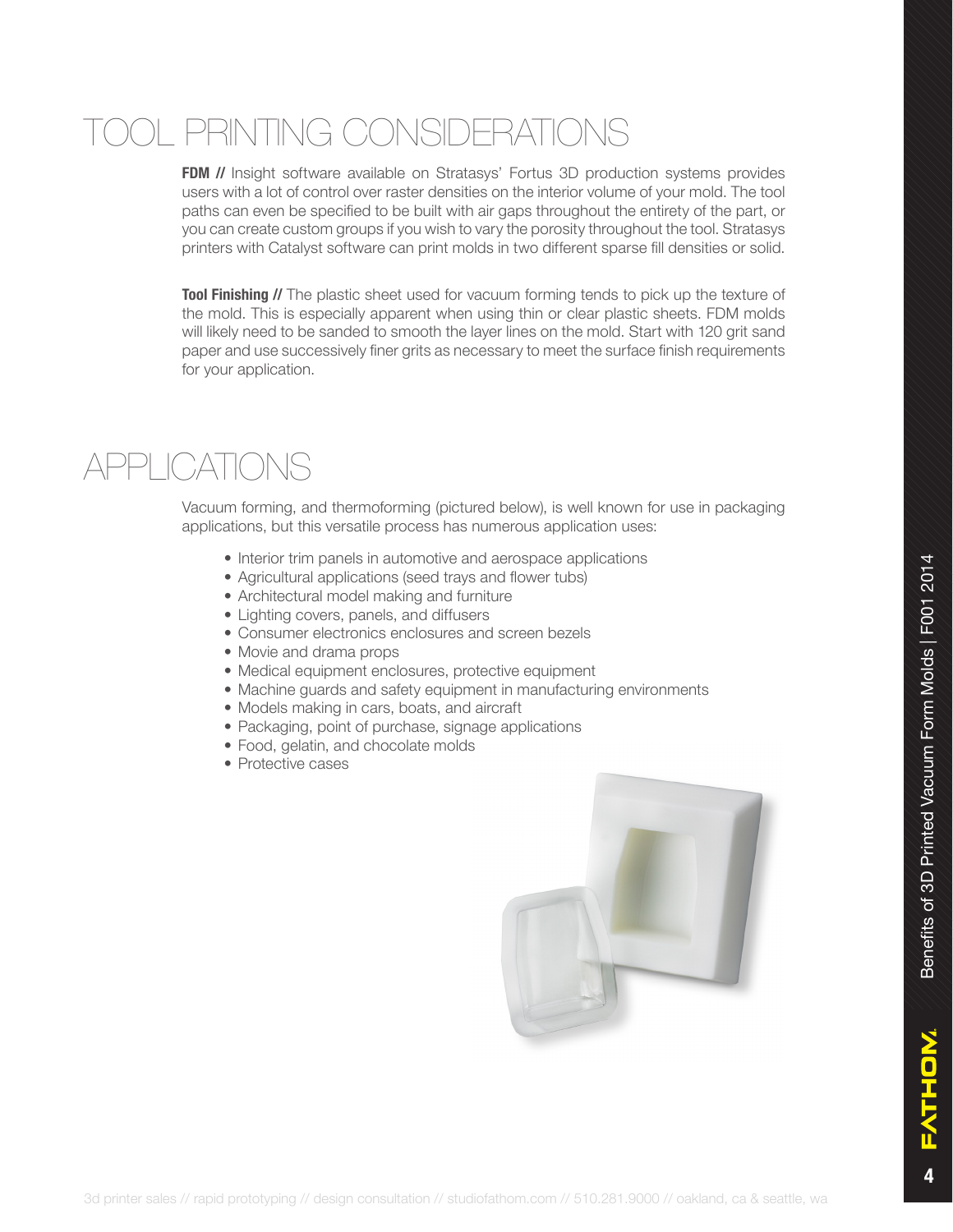# TOOL PRINTING CONSIDERATIONS

**FDM //** Insight software available on Stratasys' Fortus 3D production systems provides users with a lot of control over raster densities on the interior volume of your mold. The tool paths can even be specified to be built with air gaps throughout the entirety of the part, or you can create custom groups if you wish to vary the porosity throughout the tool. Stratasys printers with Catalyst software can print molds in two different sparse fill densities or solid.

**Tool Finishing //** The plastic sheet used for vacuum forming tends to pick up the texture of the mold. This is especially apparent when using thin or clear plastic sheets. FDM molds will likely need to be sanded to smooth the layer lines on the mold. Start with 120 grit sand paper and use successively finer grits as necessary to meet the surface finish requirements for your application.

# APPLICATIONS

Vacuum forming, and thermoforming (pictured below), is well known for use in packaging applications, but this versatile process has numerous application uses:

- Interior trim panels in automotive and aerospace applications
- Agricultural applications (seed trays and flower tubs)
- Architectural model making and furniture
- Lighting covers, panels, and diffusers
- Consumer electronics enclosures and screen bezels
- Movie and drama props
- Medical equipment enclosures, protective equipment
- Machine guards and safety equipment in manufacturing environments
- Models making in cars, boats, and aircraft
- Packaging, point of purchase, signage applications
- Food, gelatin, and chocolate molds
- Protective cases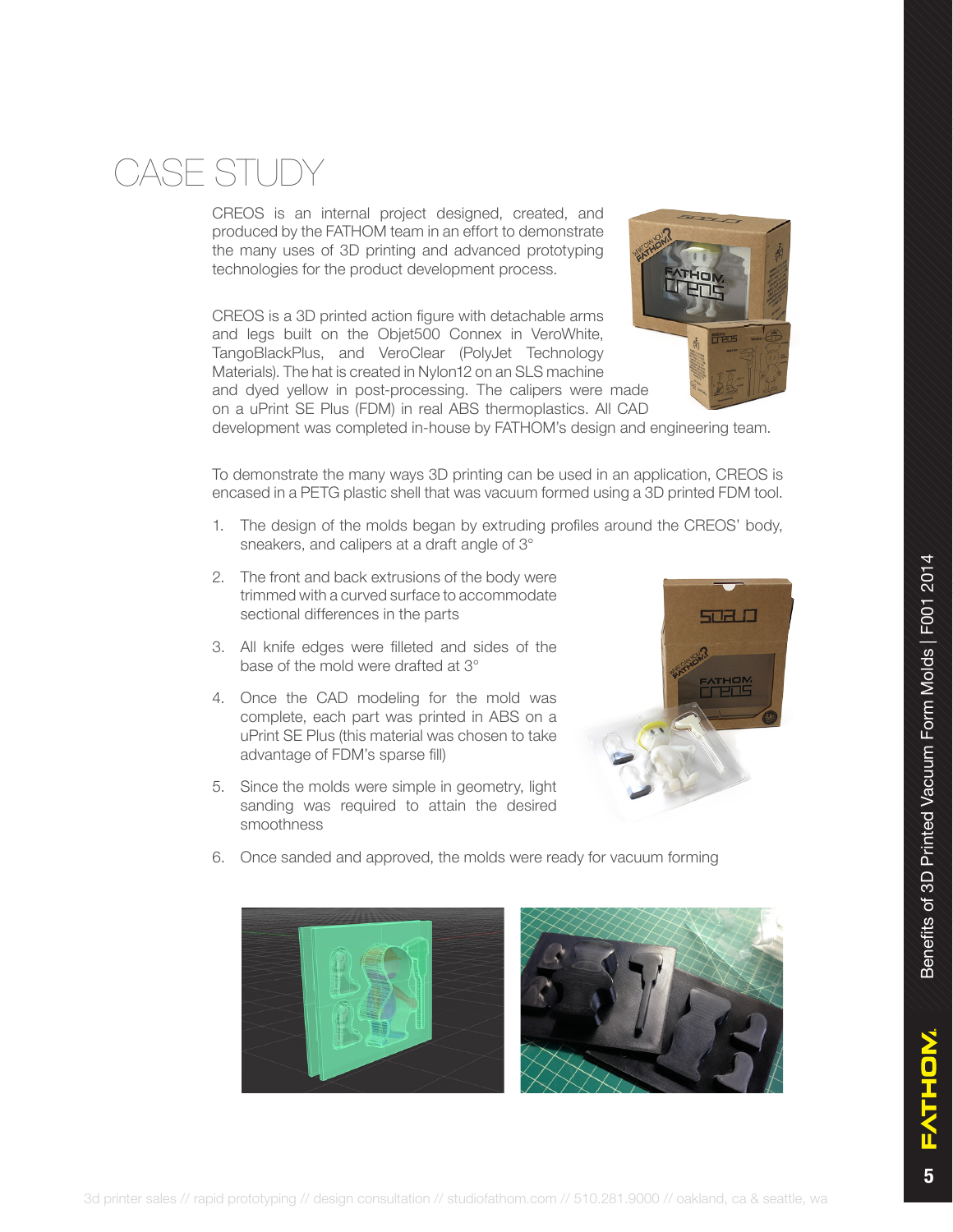# CASE STUDY

CREOS is an internal project designed, created, and produced by the FATHOM team in an effort to demonstrate the many uses of 3D printing and advanced prototyping technologies for the product development process.

CREOS is a 3D printed action figure with detachable arms and legs built on the Objet500 Connex in VeroWhite, TangoBlackPlus, and VeroClear (PolyJet Technology Materials). The hat is created in Nylon12 on an SLS machine and dyed yellow in post-processing. The calipers were made on a uPrint SE Plus (FDM) in real ABS thermoplastics. All CAD development was completed in-house by FATHOM's design and engineering team.

To demonstrate the many ways 3D printing can be used in an application, CREOS is encased in a PETG plastic shell that was vacuum formed using a 3D printed FDM tool.

1. The design of the molds began by extruding profiles around the CREOS' body, sneakers, and calipers at a draft angle of 3°
2. The front and back extrusions of the body were trimmed with a curved surface to accommodate sectional differences in the parts
3. All knife edges were filleted and sides of the base of the mold were drafted at 3°
4. Once the CAD modeling for the mold was complete, each part was printed in ABS on a uPrint SE Plus (this material was chosen to take advantage of FDM's sparse fill)
5. Since the molds were simple in geometry, light sanding was required to attain the desired smoothness
6. Once sanded and approved, the molds were ready for vacuum forming